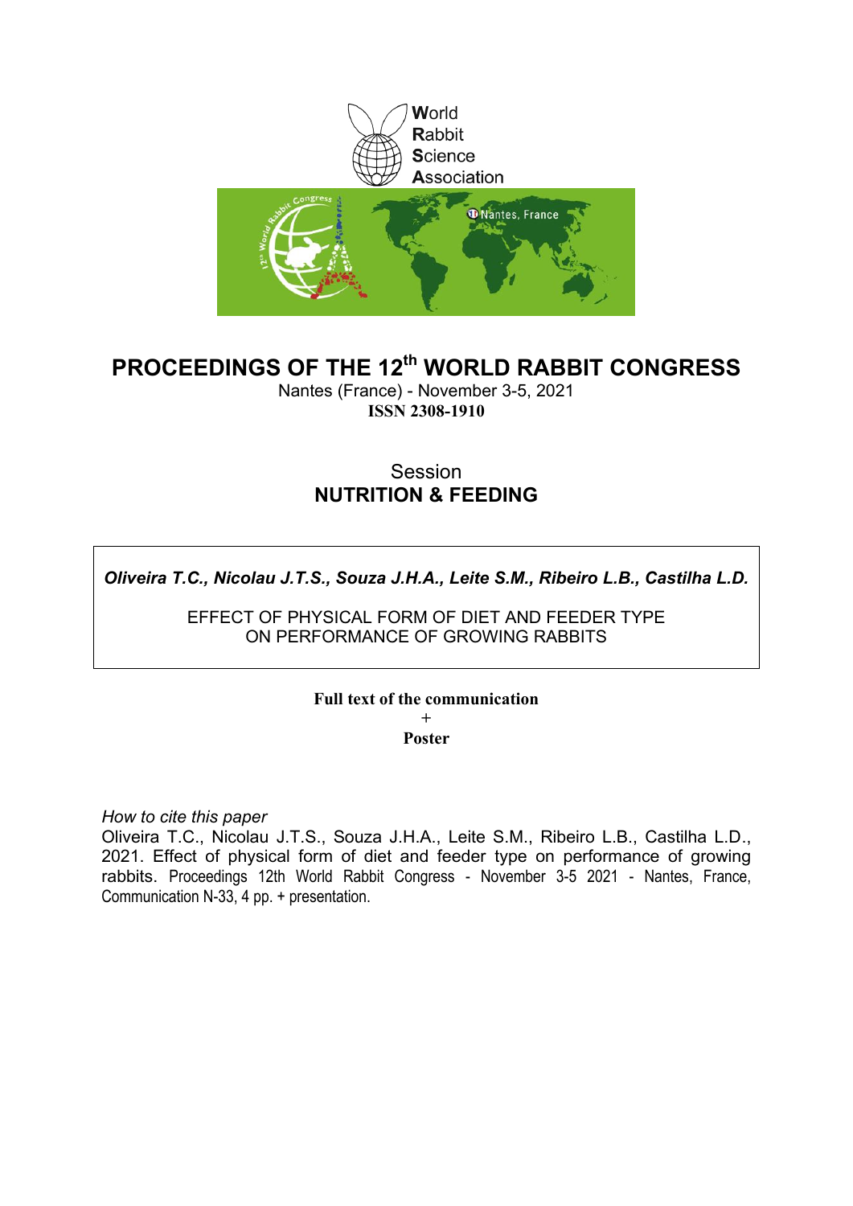World
Rabbit
Science
Association

# PROCEEDINGS OF THE 12th WORLD RABBIT CONGRESS

Nantes (France) - November 3-5, 2021
**ISSN 2308-1910**

Session
**NUTRITION & FEEDING**

***Oliveira T.C., Nicolau J.T.S., Souza J.H.A., Leite S.M., Ribeiro L.B., Castilha L.D.***

EFFECT OF PHYSICAL FORM OF DIET AND FEEDER TYPE ON PERFORMANCE OF GROWING RABBITS

**Full text of the communication**
+
**Poster**

*How to cite this paper*
Oliveira T.C., Nicolau J.T.S., Souza J.H.A., Leite S.M., Ribeiro L.B., Castilha L.D., 2021. Effect of physical form of diet and feeder type on performance of growing rabbits. Proceedings 12th World Rabbit Congress - November 3-5 2021 - Nantes, France, Communication N-33, 4 pp. + presentation.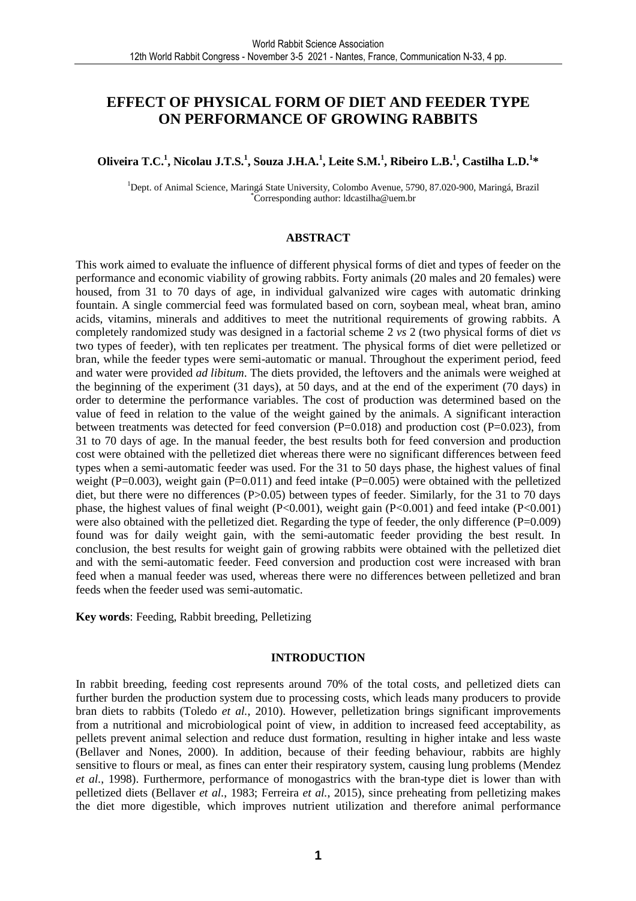# EFFECT OF PHYSICAL FORM OF DIET AND FEEDER TYPE ON PERFORMANCE OF GROWING RABBITS

**Oliveira T.C.[1], Nicolau J.T.S.[1], Souza J.H.A.[1], Leite S.M.[1], Ribeiro L.B.[1], Castilha L.D.[1]***

[1]Dept. of Animal Science, Maringá State University, Colombo Avenue, 5790, 87.020-900, Maringá, Brazil
*Corresponding author: ldcastilha@uem.br

## ABSTRACT

This work aimed to evaluate the influence of different physical forms of diet and types of feeder on the performance and economic viability of growing rabbits. Forty animals (20 males and 20 females) were housed, from 31 to 70 days of age, in individual galvanized wire cages with automatic drinking fountain. A single commercial feed was formulated based on corn, soybean meal, wheat bran, amino acids, vitamins, minerals and additives to meet the nutritional requirements of growing rabbits. A completely randomized study was designed in a factorial scheme 2 *vs* 2 (two physical forms of diet *vs* two types of feeder), with ten replicates per treatment. The physical forms of diet were pelletized or bran, while the feeder types were semi-automatic or manual. Throughout the experiment period, feed and water were provided *ad libitum*. The diets provided, the leftovers and the animals were weighed at the beginning of the experiment (31 days), at 50 days, and at the end of the experiment (70 days) in order to determine the performance variables. The cost of production was determined based on the value of feed in relation to the value of the weight gained by the animals. A significant interaction between treatments was detected for feed conversion ($P=0.018$) and production cost ($P=0.023$), from 31 to 70 days of age. In the manual feeder, the best results both for feed conversion and production cost were obtained with the pelletized diet whereas there were no significant differences between feed types when a semi-automatic feeder was used. For the 31 to 50 days phase, the highest values of final weight ($P=0.003$), weight gain ($P=0.011$) and feed intake ($P=0.005$) were obtained with the pelletized diet, but there were no differences ($P>0.05$) between types of feeder. Similarly, for the 31 to 70 days phase, the highest values of final weight ($P<0.001$), weight gain ($P<0.001$) and feed intake ($P<0.001$) were also obtained with the pelletized diet. Regarding the type of feeder, the only difference ($P=0.009$) found was for daily weight gain, with the semi-automatic feeder providing the best result. In conclusion, the best results for weight gain of growing rabbits were obtained with the pelletized diet and with the semi-automatic feeder. Feed conversion and production cost were increased with bran feed when a manual feeder was used, whereas there were no differences between pelletized and bran feeds when the feeder used was semi-automatic.

**Key words**: Feeding, Rabbit breeding, Pelletizing

## INTRODUCTION

In rabbit breeding, feeding cost represents around 70% of the total costs, and pelletized diets can further burden the production system due to processing costs, which leads many producers to provide bran diets to rabbits (Toledo *et al.*, 2010). However, pelletization brings significant improvements from a nutritional and microbiological point of view, in addition to increased feed acceptability, as pellets prevent animal selection and reduce dust formation, resulting in higher intake and less waste (Bellaver and Nones, 2000). In addition, because of their feeding behaviour, rabbits are highly sensitive to flours or meal, as fines can enter their respiratory system, causing lung problems (Mendez *et al.*, 1998). Furthermore, performance of monogastrics with the bran-type diet is lower than with pelletized diets (Bellaver *et al.*, 1983; Ferreira *et al.*, 2015), since preheating from pelletizing makes the diet more digestible, which improves nutrient utilization and therefore animal performance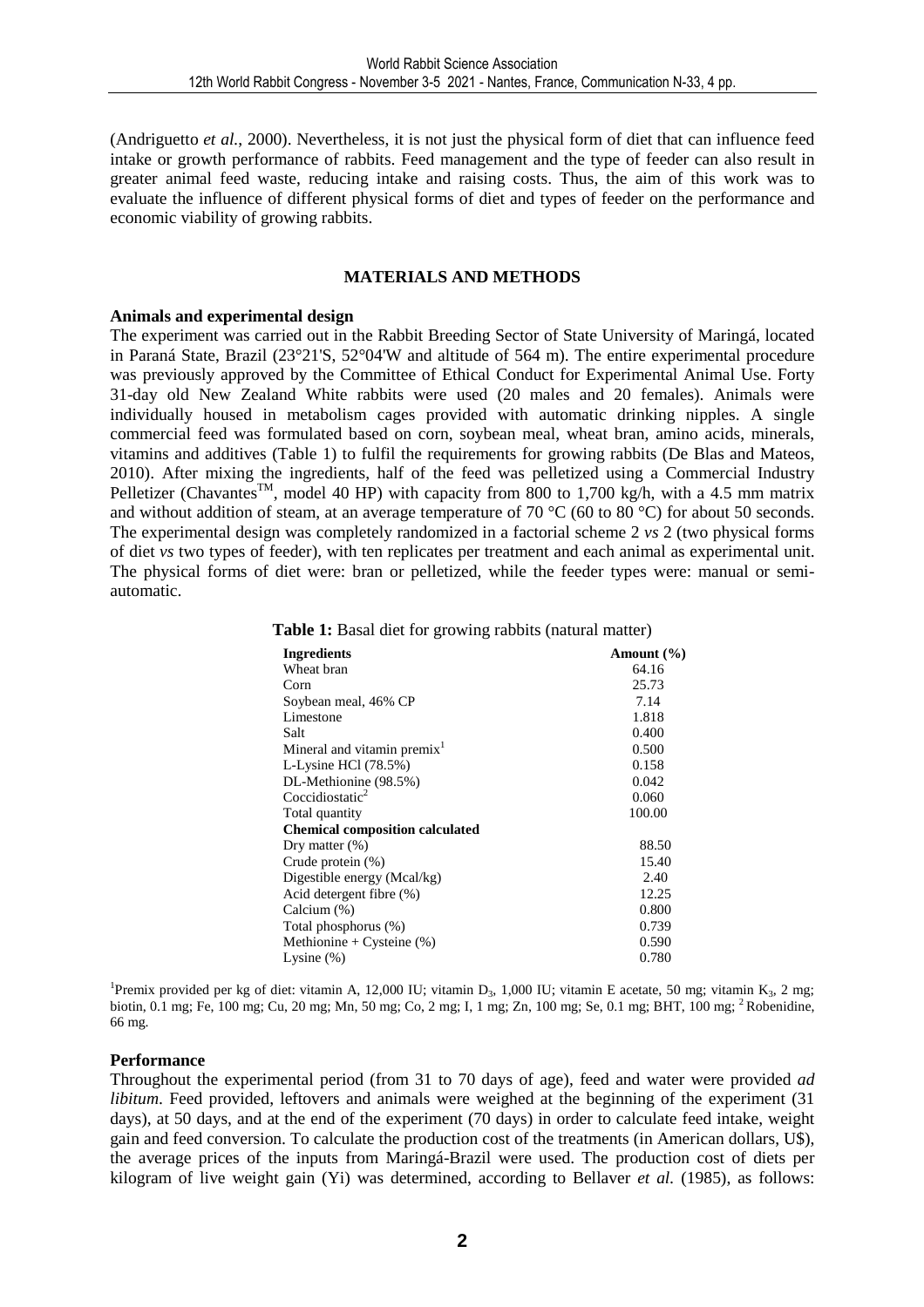(Andriguetto *et al.*, 2000). Nevertheless, it is not just the physical form of diet that can influence feed intake or growth performance of rabbits. Feed management and the type of feeder can also result in greater animal feed waste, reducing intake and raising costs. Thus, the aim of this work was to evaluate the influence of different physical forms of diet and types of feeder on the performance and economic viability of growing rabbits.

## MATERIALS AND METHODS

### Animals and experimental design

The experiment was carried out in the Rabbit Breeding Sector of State University of Maringá, located in Paraná State, Brazil (23°21'S, 52°04'W and altitude of 564 m). The entire experimental procedure was previously approved by the Committee of Ethical Conduct for Experimental Animal Use. Forty 31-day old New Zealand White rabbits were used (20 males and 20 females). Animals were individually housed in metabolism cages provided with automatic drinking nipples. A single commercial feed was formulated based on corn, soybean meal, wheat bran, amino acids, minerals, vitamins and additives (Table 1) to fulfil the requirements for growing rabbits (De Blas and Mateos, 2010). After mixing the ingredients, half of the feed was pelletized using a Commercial Industry Pelletizer (Chavantes™, model 40 HP) with capacity from 800 to 1,700 kg/h, with a 4.5 mm matrix and without addition of steam, at an average temperature of 70 °C (60 to 80 °C) for about 50 seconds. The experimental design was completely randomized in a factorial scheme 2 *vs* 2 (two physical forms of diet *vs* two types of feeder), with ten replicates per treatment and each animal as experimental unit. The physical forms of diet were: bran or pelletized, while the feeder types were: manual or semi-automatic.

**Table 1:** Basal diet for growing rabbits (natural matter)

| **Ingredients** | **Amount (%)** |
|---|---|
| Wheat bran | 64.16 |
| Corn | 25.73 |
| Soybean meal, 46% CP | 7.14 |
| Limestone | 1.818 |
| Salt | 0.400 |
| Mineral and vitamin premix[1] | 0.500 |
| L-Lysine HCl (78.5%) | 0.158 |
| DL-Methionine (98.5%) | 0.042 |
| Coccidiostatic[2] | 0.060 |
| Total quantity | 100.00 |
| **Chemical composition calculated** | |
| Dry matter (%) | 88.50 |
| Crude protein (%) | 15.40 |
| Digestible energy (Mcal/kg) | 2.40 |
| Acid detergent fibre (%) | 12.25 |
| Calcium (%) | 0.800 |
| Total phosphorus (%) | 0.739 |
| Methionine + Cysteine (%) | 0.590 |
| Lysine (%) | 0.780 |

[1]Premix provided per kg of diet: vitamin A, 12,000 IU; vitamin $D_3$, 1,000 IU; vitamin E acetate, 50 mg; vitamin $K_3$, 2 mg; biotin, 0.1 mg; Fe, 100 mg; Cu, 20 mg; Mn, 50 mg; Co, 2 mg; I, 1 mg; Zn, 100 mg; Se, 0.1 mg; BHT, 100 mg; [2] Robenidine, 66 mg.

### Performance

Throughout the experimental period (from 31 to 70 days of age), feed and water were provided *ad libitum*. Feed provided, leftovers and animals were weighed at the beginning of the experiment (31 days), at 50 days, and at the end of the experiment (70 days) in order to calculate feed intake, weight gain and feed conversion. To calculate the production cost of the treatments (in American dollars, U$), the average prices of the inputs from Maringá-Brazil were used. The production cost of diets per kilogram of live weight gain (Yi) was determined, according to Bellaver *et al.* (1985), as follows: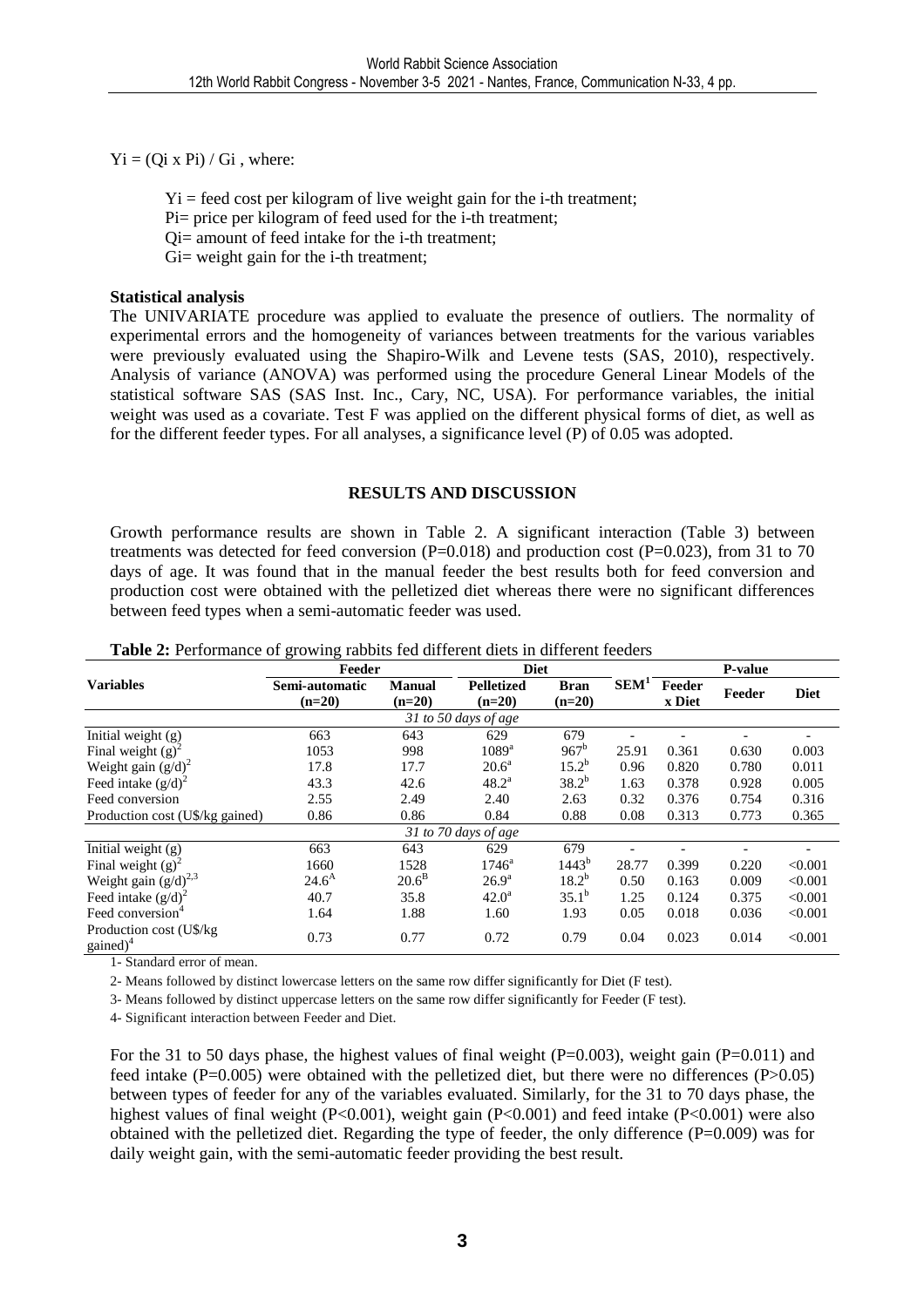$Yi = (Qi \times Pi) / Gi$ , where:

$Yi$ = feed cost per kilogram of live weight gain for the i-th treatment;
$Pi$= price per kilogram of feed used for the i-th treatment;
$Qi$= amount of feed intake for the i-th treatment;
$Gi$= weight gain for the i-th treatment;

**Statistical analysis**

The UNIVARIATE procedure was applied to evaluate the presence of outliers. The normality of experimental errors and the homogeneity of variances between treatments for the various variables were previously evaluated using the Shapiro-Wilk and Levene tests (SAS, 2010), respectively. Analysis of variance (ANOVA) was performed using the procedure General Linear Models of the statistical software SAS (SAS Inst. Inc., Cary, NC, USA). For performance variables, the initial weight was used as a covariate. Test F was applied on the different physical forms of diet, as well as for the different feeder types. For all analyses, a significance level (P) of 0.05 was adopted.

## RESULTS AND DISCUSSION

Growth performance results are shown in Table 2. A significant interaction (Table 3) between treatments was detected for feed conversion (P=0.018) and production cost (P=0.023), from 31 to 70 days of age. It was found that in the manual feeder the best results both for feed conversion and production cost were obtained with the pelletized diet whereas there were no significant differences between feed types when a semi-automatic feeder was used.

**Table 2:** Performance of growing rabbits fed different diets in different feeders

| Variables | Feeder | | Diet | | SEM[1] | P-value | | |
|---|---|---|---|---|---|---|---|---|
| | Semi-automatic (n=20) | Manual (n=20) | Pelletized (n=20) | Bran (n=20) | | Feeder x Diet | Feeder | Diet |
| *31 to 50 days of age* | | | | | | | | |
| Initial weight (g) | 663 | 643 | 629 | 679 | - | - | - | - |
| Final weight (g)[2] | 1053 | 998 | 1089[a] | 967[b] | 25.91 | 0.361 | 0.630 | 0.003 |
| Weight gain (g/d)[2] | 17.8 | 17.7 | 20.6[a] | 15.2[b] | 0.96 | 0.820 | 0.780 | 0.011 |
| Feed intake (g/d)[2] | 43.3 | 42.6 | 48.2[a] | 38.2[b] | 1.63 | 0.378 | 0.928 | 0.005 |
| Feed conversion | 2.55 | 2.49 | 2.40 | 2.63 | 0.32 | 0.376 | 0.754 | 0.316 |
| Production cost (U$/kg gained) | 0.86 | 0.86 | 0.84 | 0.88 | 0.08 | 0.313 | 0.773 | 0.365 |
| *31 to 70 days of age* | | | | | | | | |
| Initial weight (g) | 663 | 643 | 629 | 679 | - | - | - | - |
| Final weight (g)[2] | 1660 | 1528 | 1746[a] | 1443[b] | 28.77 | 0.399 | 0.220 | <0.001 |
| Weight gain (g/d)[2,3] | 24.6[A] | 20.6[B] | 26.9[a] | 18.2[b] | 0.50 | 0.163 | 0.009 | <0.001 |
| Feed intake (g/d)[2] | 40.7 | 35.8 | 42.0[a] | 35.1[b] | 1.25 | 0.124 | 0.375 | <0.001 |
| Feed conversion[4] | 1.64 | 1.88 | 1.60 | 1.93 | 0.05 | 0.018 | 0.036 | <0.001 |
| Production cost (U$/kg gained)[4] | 0.73 | 0.77 | 0.72 | 0.79 | 0.04 | 0.023 | 0.014 | <0.001 |

1- Standard error of mean.

2- Means followed by distinct lowercase letters on the same row differ significantly for Diet (F test).

3- Means followed by distinct uppercase letters on the same row differ significantly for Feeder (F test).

4- Significant interaction between Feeder and Diet.

For the 31 to 50 days phase, the highest values of final weight (P=0.003), weight gain (P=0.011) and feed intake (P=0.005) were obtained with the pelletized diet, but there were no differences (P>0.05) between types of feeder for any of the variables evaluated. Similarly, for the 31 to 70 days phase, the highest values of final weight (P<0.001), weight gain (P<0.001) and feed intake (P<0.001) were also obtained with the pelletized diet. Regarding the type of feeder, the only difference (P=0.009) was for daily weight gain, with the semi-automatic feeder providing the best result.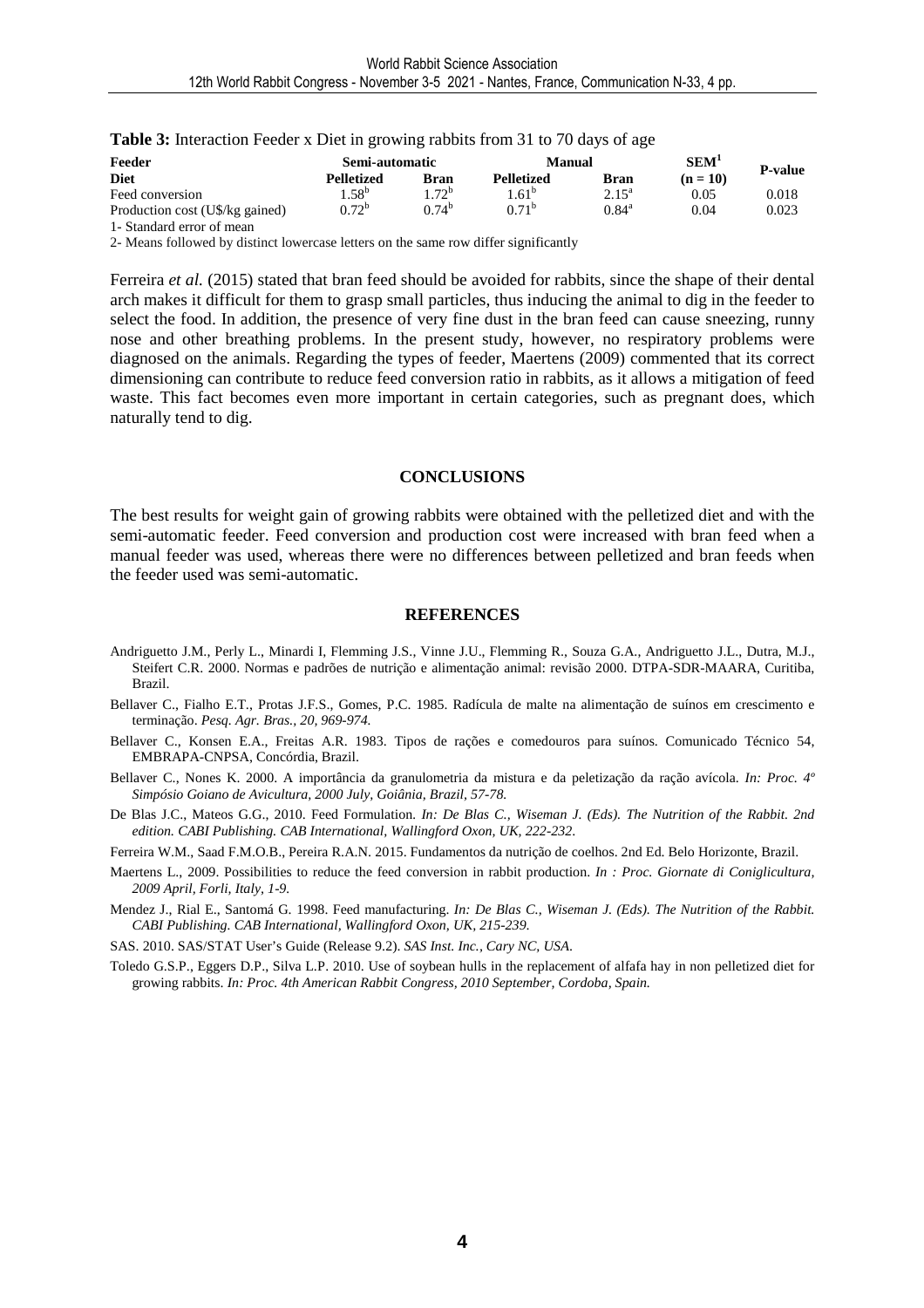**Table 3:** Interaction Feeder x Diet in growing rabbits from 31 to 70 days of age

| Feeder | Semi-automatic | | Manual | | SEM[1] | P-value |
|---|---|---|---|---|---|---|
| Diet | Pelletized | Bran | Pelletized | Bran | (n = 10) | |
| Feed conversion | 1.58[b] | 1.72[b] | 1.61[b] | 2.15[a] | 0.05 | 0.018 |
| Production cost (U$/kg gained) | 0.72[b] | 0.74[b] | 0.71[b] | 0.84[a] | 0.04 | 0.023 |

1- Standard error of mean

2- Means followed by distinct lowercase letters on the same row differ significantly

Ferreira *et al.* (2015) stated that bran feed should be avoided for rabbits, since the shape of their dental arch makes it difficult for them to grasp small particles, thus inducing the animal to dig in the feeder to select the food. In addition, the presence of very fine dust in the bran feed can cause sneezing, runny nose and other breathing problems. In the present study, however, no respiratory problems were diagnosed on the animals. Regarding the types of feeder, Maertens (2009) commented that its correct dimensioning can contribute to reduce feed conversion ratio in rabbits, as it allows a mitigation of feed waste. This fact becomes even more important in certain categories, such as pregnant does, which naturally tend to dig.

## CONCLUSIONS

The best results for weight gain of growing rabbits were obtained with the pelletized diet and with the semi-automatic feeder. Feed conversion and production cost were increased with bran feed when a manual feeder was used, whereas there were no differences between pelletized and bran feeds when the feeder used was semi-automatic.

## REFERENCES

Andriguetto J.M., Perly L., Minardi I, Flemming J.S., Vinne J.U., Flemming R., Souza G.A., Andriguetto J.L., Dutra, M.J., Steifert C.R. 2000. Normas e padrões de nutrição e alimentação animal: revisão 2000. DTPA-SDR-MAARA, Curitiba, Brazil.

Bellaver C., Fialho E.T., Protas J.F.S., Gomes, P.C. 1985. Radícula de malte na alimentação de suínos em crescimento e terminação. *Pesq. Agr. Bras., 20, 969-974.*

Bellaver C., Konsen E.A., Freitas A.R. 1983. Tipos de rações e comedouros para suínos. Comunicado Técnico 54, EMBRAPA-CNPSA, Concórdia, Brazil.

Bellaver C., Nones K. 2000. A importância da granulometria da mistura e da peletização da ração avícola. *In: Proc. 4º Simpósio Goiano de Avicultura, 2000 July, Goiânia, Brazil, 57-78.*

De Blas J.C., Mateos G.G., 2010. Feed Formulation. *In: De Blas C., Wiseman J. (Eds). The Nutrition of the Rabbit. 2nd edition. CABI Publishing. CAB International, Wallingford Oxon, UK, 222-232.*

Ferreira W.M., Saad F.M.O.B., Pereira R.A.N. 2015. Fundamentos da nutrição de coelhos. 2nd Ed. Belo Horizonte, Brazil.

Maertens L., 2009. Possibilities to reduce the feed conversion in rabbit production. *In : Proc. Giornate di Coniglicultura, 2009 April, Forli, Italy, 1-9.*

Mendez J., Rial E., Santomá G. 1998. Feed manufacturing. *In: De Blas C., Wiseman J. (Eds). The Nutrition of the Rabbit. CABI Publishing. CAB International, Wallingford Oxon, UK, 215-239.*

SAS. 2010. SAS/STAT User's Guide (Release 9.2). *SAS Inst. Inc., Cary NC, USA.*

Toledo G.S.P., Eggers D.P., Silva L.P. 2010. Use of soybean hulls in the replacement of alfafa hay in non pelletized diet for growing rabbits. *In: Proc. 4th American Rabbit Congress, 2010 September, Cordoba, Spain.*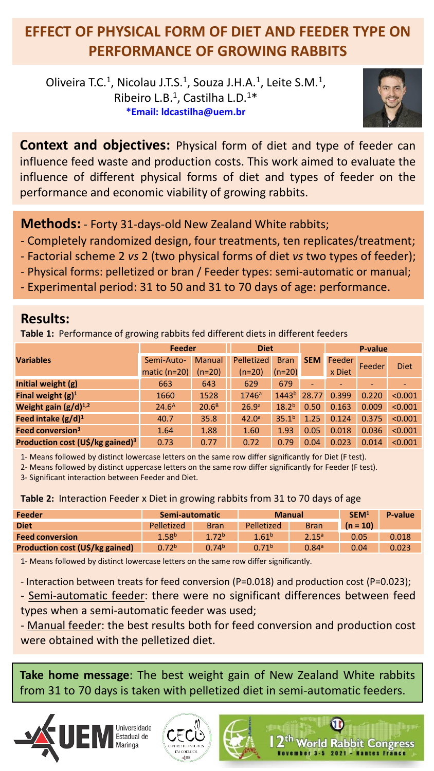# EFFECT OF PHYSICAL FORM OF DIET AND FEEDER TYPE ON PERFORMANCE OF GROWING RABBITS

Oliveira T.C.[1], Nicolau J.T.S.[1], Souza J.H.A.[1], Leite S.M.[1], Ribeiro L.B.[1], Castilha L.D.[1]*

**\*Email: ldcastilha@uem.br**

**Context and objectives:** Physical form of diet and type of feeder can influence feed waste and production costs. This work aimed to evaluate the influence of different physical forms of diet and types of feeder on the performance and economic viability of growing rabbits.

## Methods:

- Forty 31-days-old New Zealand White rabbits;
- Completely randomized design, four treatments, ten replicates/treatment;
- Factorial scheme 2 *vs* 2 (two physical forms of diet *vs* two types of feeder);
- Physical forms: pelletized or bran / Feeder types: semi-automatic or manual;
- Experimental period: 31 to 50 and 31 to 70 days of age: performance.

## Results:

**Table 1:** Performance of growing rabbits fed different diets in different feeders

| Variables | Feeder | | Diet | | SEM | P-value | | |
|---|---|---|---|---|---|---|---|---|
| | Semi-Automatic (n=20) | Manual (n=20) | Pelletized (n=20) | Bran (n=20) | | Feeder x Diet | Feeder | Diet |
| **Initial weight (g)** | 663 | 643 | 629 | 679 | - | - | - | - |
| **Final weight (g)[1]** | 1660 | 1528 | 1746[a] | 1443[b] | 28.77 | 0.399 | 0.220 | <0.001 |
| **Weight gain (g/d)[1,2]** | 24.6[A] | 20.6[B] | 26.9[a] | 18.2[b] | 0.50 | 0.163 | 0.009 | <0.001 |
| **Feed intake (g/d)[1]** | 40.7 | 35.8 | 42.0[a] | 35.1[b] | 1.25 | 0.124 | 0.375 | <0.001 |
| **Feed conversion[3]** | 1.64 | 1.88 | 1.60 | 1.93 | 0.05 | 0.018 | 0.036 | <0.001 |
| **Production cost (U$/kg gained)[3]** | 0.73 | 0.77 | 0.72 | 0.79 | 0.04 | 0.023 | 0.014 | <0.001 |

1- Means followed by distinct lowercase letters on the same row differ significantly for Diet (F test).
2- Means followed by distinct uppercase letters on the same row differ significantly for Feeder (F test).
3- Significant interaction between Feeder and Diet.

**Table 2:** Interaction Feeder x Diet in growing rabbits from 31 to 70 days of age

| Feeder | Semi-automatic | | Manual | | SEM[1] | P-value |
|---|---|---|---|---|---|---|
| **Diet** | Pelletized | Bran | Pelletized | Bran | (n = 10) | |
| **Feed conversion** | 1.58[b] | 1.72[b] | 1.61[b] | 2.15[a] | 0.05 | 0.018 |
| **Production cost (U$/kg gained)** | 0.72[b] | 0.74[b] | 0.71[b] | 0.84[a] | 0.04 | 0.023 |

1- Means followed by distinct lowercase letters on the same row differ significantly.

- Interaction between treats for feed conversion (P=0.018) and production cost (P=0.023);
- Semi-automatic feeder: there were no significant differences between feed types when a semi-automatic feeder was used;
- Manual feeder: the best results both for feed conversion and production cost were obtained with the pelletized diet.

**Take home message**: The best weight gain of New Zealand White rabbits from 31 to 70 days is taken with pelletized diet in semi-automatic feeders.

UEM Universidade Estadual de Maringá

12th World Rabbit Congress November 3-5 2021 – Nantes France